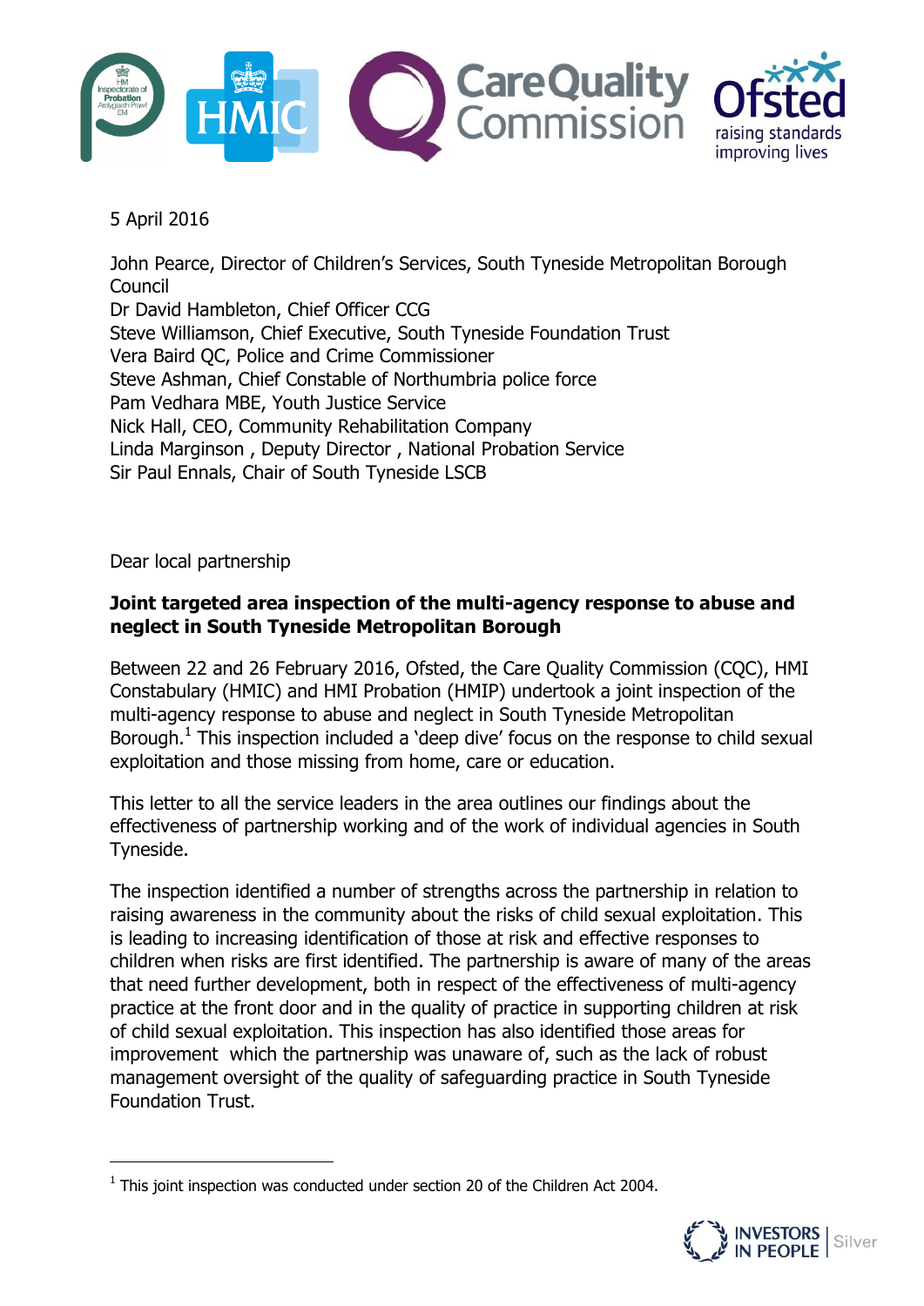5 April 2016

John Pearce, Director of Children's Services, South Tyneside Metropolitan Borough Council
Dr David Hambleton, Chief Officer CCG
Steve Williamson, Chief Executive, South Tyneside Foundation Trust
Vera Baird QC, Police and Crime Commissioner
Steve Ashman, Chief Constable of Northumbria police force
Pam Vedhara MBE, Youth Justice Service
Nick Hall, CEO, Community Rehabilitation Company
Linda Marginson , Deputy Director , National Probation Service
Sir Paul Ennals, Chair of South Tyneside LSCB

Dear local partnership

**Joint targeted area inspection of the multi-agency response to abuse and neglect in South Tyneside Metropolitan Borough**

Between 22 and 26 February 2016, Ofsted, the Care Quality Commission (CQC), HMI Constabulary (HMIC) and HMI Probation (HMIP) undertook a joint inspection of the multi-agency response to abuse and neglect in South Tyneside Metropolitan Borough.[1] This inspection included a 'deep dive' focus on the response to child sexual exploitation and those missing from home, care or education.

This letter to all the service leaders in the area outlines our findings about the effectiveness of partnership working and of the work of individual agencies in South Tyneside.

The inspection identified a number of strengths across the partnership in relation to raising awareness in the community about the risks of child sexual exploitation. This is leading to increasing identification of those at risk and effective responses to children when risks are first identified. The partnership is aware of many of the areas that need further development, both in respect of the effectiveness of multi-agency practice at the front door and in the quality of practice in supporting children at risk of child sexual exploitation. This inspection has also identified those areas for improvement which the partnership was unaware of, such as the lack of robust management oversight of the quality of safeguarding practice in South Tyneside Foundation Trust.

[1] This joint inspection was conducted under section 20 of the Children Act 2004.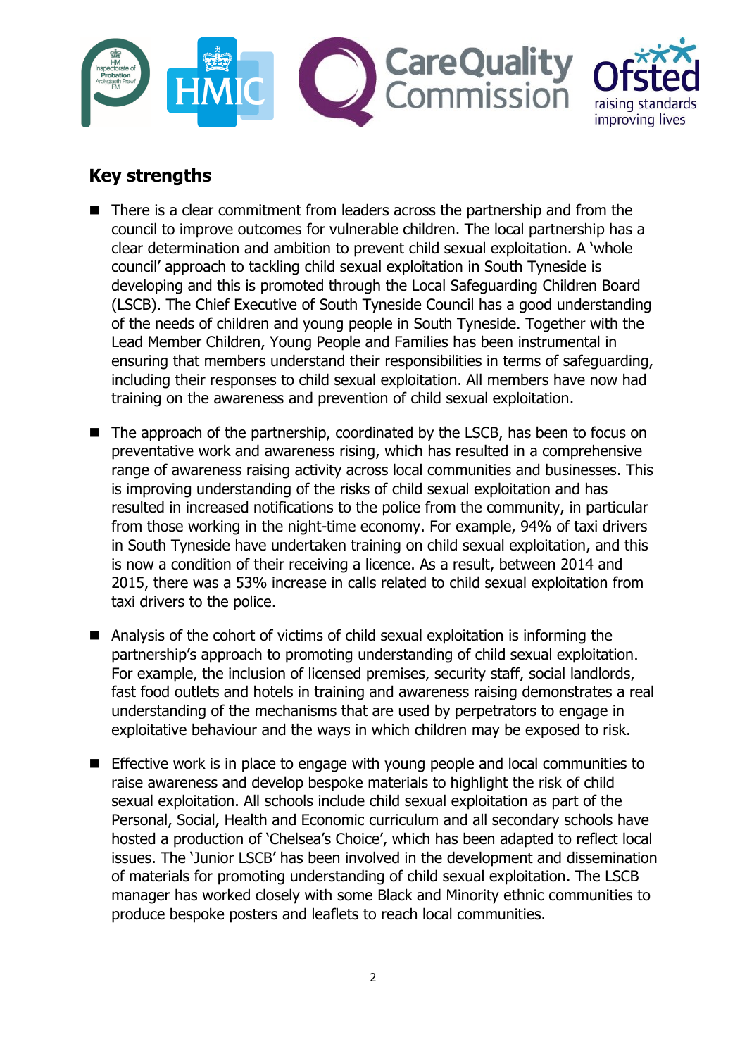## Key strengths

- There is a clear commitment from leaders across the partnership and from the council to improve outcomes for vulnerable children. The local partnership has a clear determination and ambition to prevent child sexual exploitation. A 'whole council' approach to tackling child sexual exploitation in South Tyneside is developing and this is promoted through the Local Safeguarding Children Board (LSCB). The Chief Executive of South Tyneside Council has a good understanding of the needs of children and young people in South Tyneside. Together with the Lead Member Children, Young People and Families has been instrumental in ensuring that members understand their responsibilities in terms of safeguarding, including their responses to child sexual exploitation. All members have now had training on the awareness and prevention of child sexual exploitation.

- The approach of the partnership, coordinated by the LSCB, has been to focus on preventative work and awareness rising, which has resulted in a comprehensive range of awareness raising activity across local communities and businesses. This is improving understanding of the risks of child sexual exploitation and has resulted in increased notifications to the police from the community, in particular from those working in the night-time economy. For example, 94% of taxi drivers in South Tyneside have undertaken training on child sexual exploitation, and this is now a condition of their receiving a licence. As a result, between 2014 and 2015, there was a 53% increase in calls related to child sexual exploitation from taxi drivers to the police.

- Analysis of the cohort of victims of child sexual exploitation is informing the partnership's approach to promoting understanding of child sexual exploitation. For example, the inclusion of licensed premises, security staff, social landlords, fast food outlets and hotels in training and awareness raising demonstrates a real understanding of the mechanisms that are used by perpetrators to engage in exploitative behaviour and the ways in which children may be exposed to risk.

- Effective work is in place to engage with young people and local communities to raise awareness and develop bespoke materials to highlight the risk of child sexual exploitation. All schools include child sexual exploitation as part of the Personal, Social, Health and Economic curriculum and all secondary schools have hosted a production of 'Chelsea's Choice', which has been adapted to reflect local issues. The 'Junior LSCB' has been involved in the development and dissemination of materials for promoting understanding of child sexual exploitation. The LSCB manager has worked closely with some Black and Minority ethnic communities to produce bespoke posters and leaflets to reach local communities.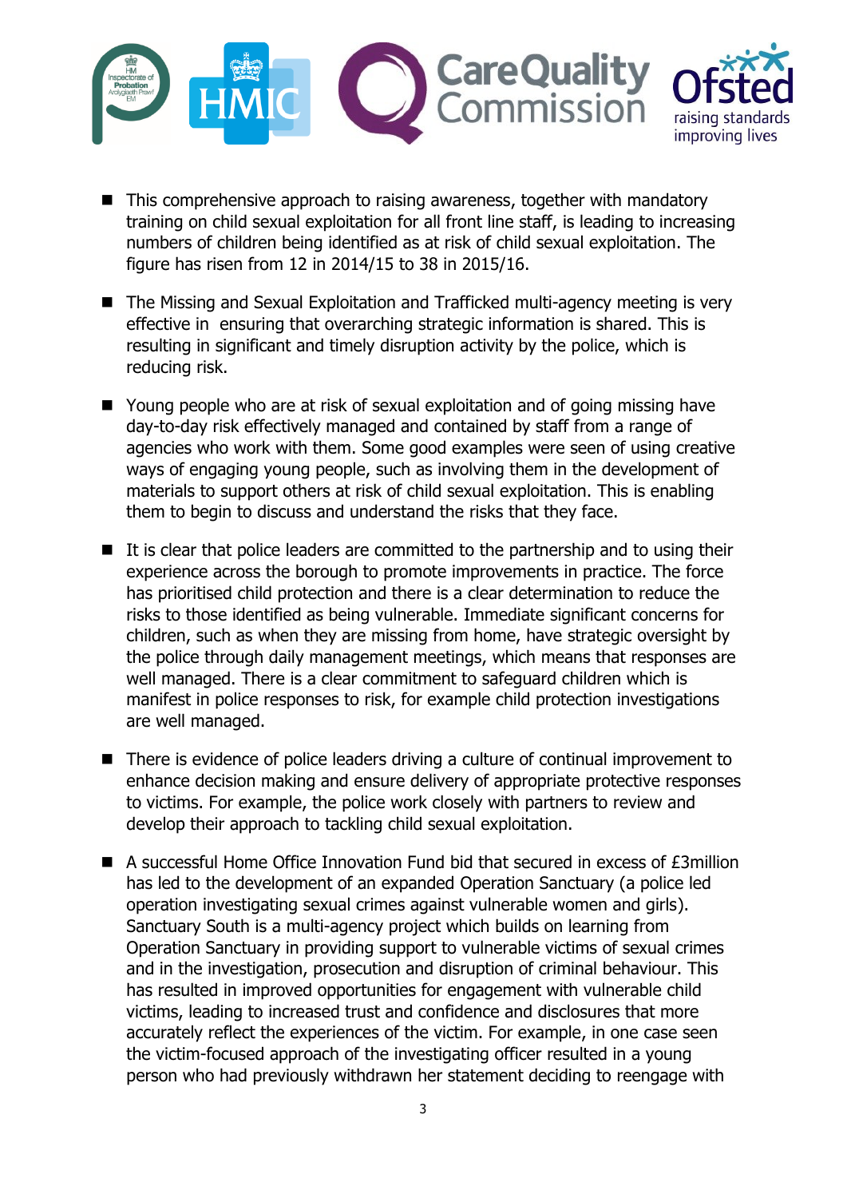- This comprehensive approach to raising awareness, together with mandatory training on child sexual exploitation for all front line staff, is leading to increasing numbers of children being identified as at risk of child sexual exploitation. The figure has risen from 12 in 2014/15 to 38 in 2015/16.

- The Missing and Sexual Exploitation and Trafficked multi-agency meeting is very effective in ensuring that overarching strategic information is shared. This is resulting in significant and timely disruption activity by the police, which is reducing risk.

- Young people who are at risk of sexual exploitation and of going missing have day-to-day risk effectively managed and contained by staff from a range of agencies who work with them. Some good examples were seen of using creative ways of engaging young people, such as involving them in the development of materials to support others at risk of child sexual exploitation. This is enabling them to begin to discuss and understand the risks that they face.

- It is clear that police leaders are committed to the partnership and to using their experience across the borough to promote improvements in practice. The force has prioritised child protection and there is a clear determination to reduce the risks to those identified as being vulnerable. Immediate significant concerns for children, such as when they are missing from home, have strategic oversight by the police through daily management meetings, which means that responses are well managed. There is a clear commitment to safeguard children which is manifest in police responses to risk, for example child protection investigations are well managed.

- There is evidence of police leaders driving a culture of continual improvement to enhance decision making and ensure delivery of appropriate protective responses to victims. For example, the police work closely with partners to review and develop their approach to tackling child sexual exploitation.

- A successful Home Office Innovation Fund bid that secured in excess of £3million has led to the development of an expanded Operation Sanctuary (a police led operation investigating sexual crimes against vulnerable women and girls). Sanctuary South is a multi-agency project which builds on learning from Operation Sanctuary in providing support to vulnerable victims of sexual crimes and in the investigation, prosecution and disruption of criminal behaviour. This has resulted in improved opportunities for engagement with vulnerable child victims, leading to increased trust and confidence and disclosures that more accurately reflect the experiences of the victim. For example, in one case seen the victim-focused approach of the investigating officer resulted in a young person who had previously withdrawn her statement deciding to reengage with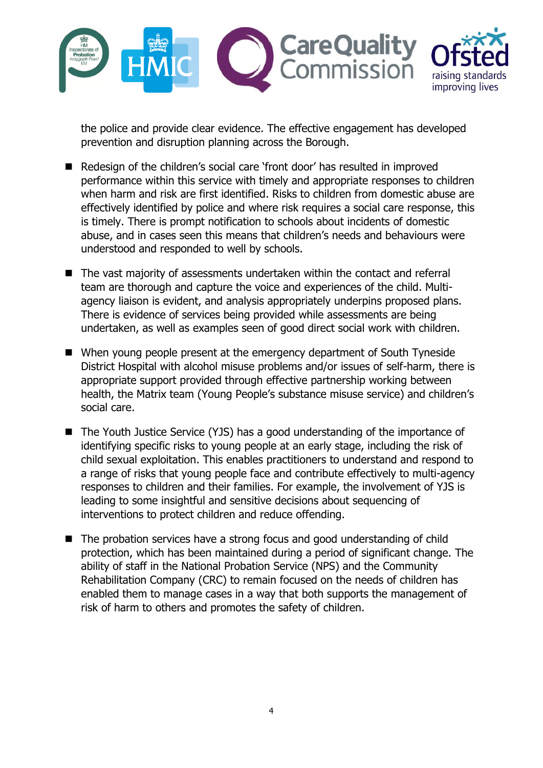the police and provide clear evidence. The effective engagement has developed prevention and disruption planning across the Borough.

- Redesign of the children's social care 'front door' has resulted in improved performance within this service with timely and appropriate responses to children when harm and risk are first identified. Risks to children from domestic abuse are effectively identified by police and where risk requires a social care response, this is timely. There is prompt notification to schools about incidents of domestic abuse, and in cases seen this means that children's needs and behaviours were understood and responded to well by schools.

- The vast majority of assessments undertaken within the contact and referral team are thorough and capture the voice and experiences of the child. Multi-agency liaison is evident, and analysis appropriately underpins proposed plans. There is evidence of services being provided while assessments are being undertaken, as well as examples seen of good direct social work with children.

- When young people present at the emergency department of South Tyneside District Hospital with alcohol misuse problems and/or issues of self-harm, there is appropriate support provided through effective partnership working between health, the Matrix team (Young People's substance misuse service) and children's social care.

- The Youth Justice Service (YJS) has a good understanding of the importance of identifying specific risks to young people at an early stage, including the risk of child sexual exploitation. This enables practitioners to understand and respond to a range of risks that young people face and contribute effectively to multi-agency responses to children and their families. For example, the involvement of YJS is leading to some insightful and sensitive decisions about sequencing of interventions to protect children and reduce offending.

- The probation services have a strong focus and good understanding of child protection, which has been maintained during a period of significant change. The ability of staff in the National Probation Service (NPS) and the Community Rehabilitation Company (CRC) to remain focused on the needs of children has enabled them to manage cases in a way that both supports the management of risk of harm to others and promotes the safety of children.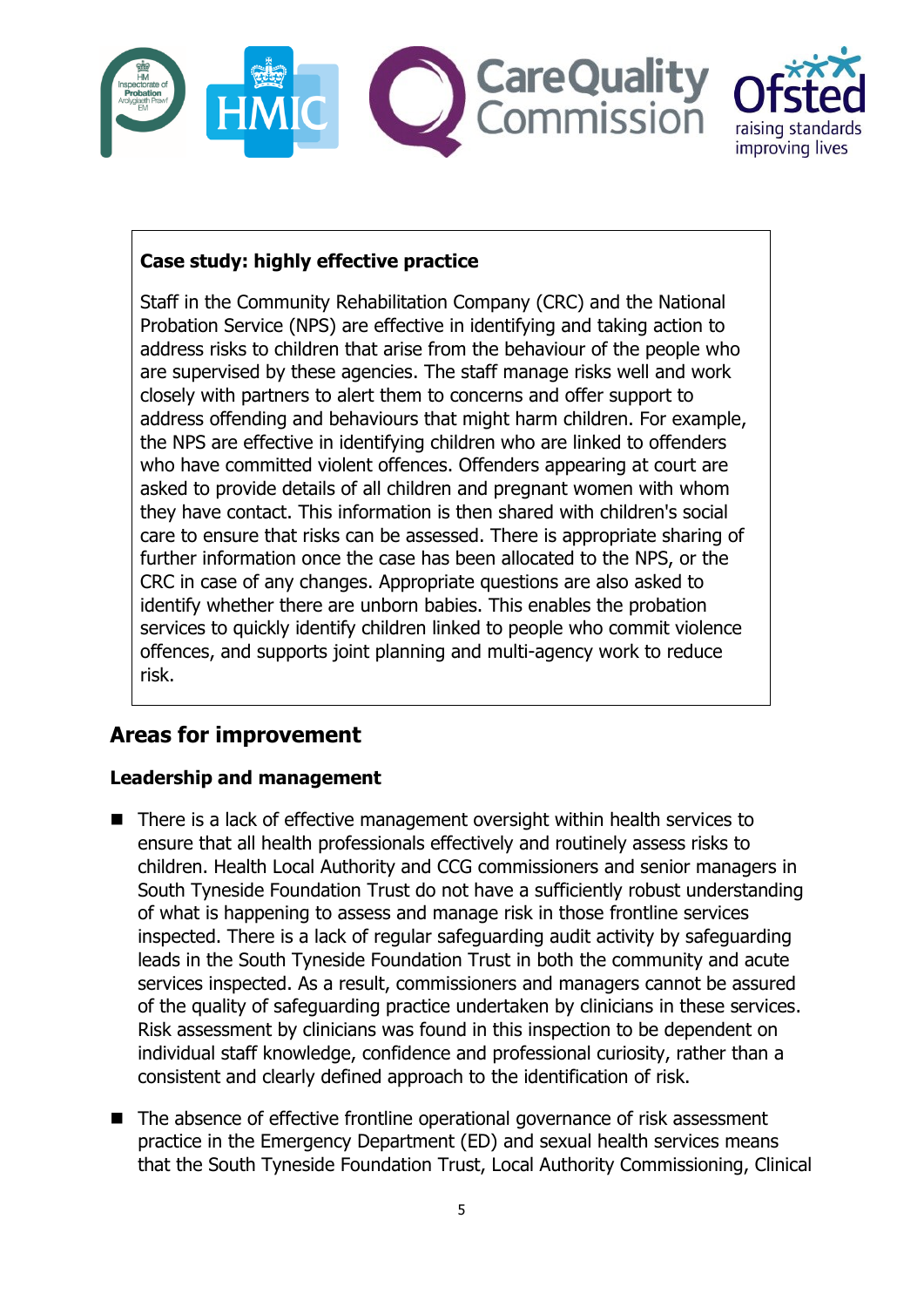**Case study: highly effective practice**

Staff in the Community Rehabilitation Company (CRC) and the National Probation Service (NPS) are effective in identifying and taking action to address risks to children that arise from the behaviour of the people who are supervised by these agencies. The staff manage risks well and work closely with partners to alert them to concerns and offer support to address offending and behaviours that might harm children. For example, the NPS are effective in identifying children who are linked to offenders who have committed violent offences. Offenders appearing at court are asked to provide details of all children and pregnant women with whom they have contact. This information is then shared with children's social care to ensure that risks can be assessed. There is appropriate sharing of further information once the case has been allocated to the NPS, or the CRC in case of any changes. Appropriate questions are also asked to identify whether there are unborn babies. This enables the probation services to quickly identify children linked to people who commit violence offences, and supports joint planning and multi-agency work to reduce risk.

## Areas for improvement

### Leadership and management

- There is a lack of effective management oversight within health services to ensure that all health professionals effectively and routinely assess risks to children. Health Local Authority and CCG commissioners and senior managers in South Tyneside Foundation Trust do not have a sufficiently robust understanding of what is happening to assess and manage risk in those frontline services inspected. There is a lack of regular safeguarding audit activity by safeguarding leads in the South Tyneside Foundation Trust in both the community and acute services inspected. As a result, commissioners and managers cannot be assured of the quality of safeguarding practice undertaken by clinicians in these services. Risk assessment by clinicians was found in this inspection to be dependent on individual staff knowledge, confidence and professional curiosity, rather than a consistent and clearly defined approach to the identification of risk.
- The absence of effective frontline operational governance of risk assessment practice in the Emergency Department (ED) and sexual health services means that the South Tyneside Foundation Trust, Local Authority Commissioning, Clinical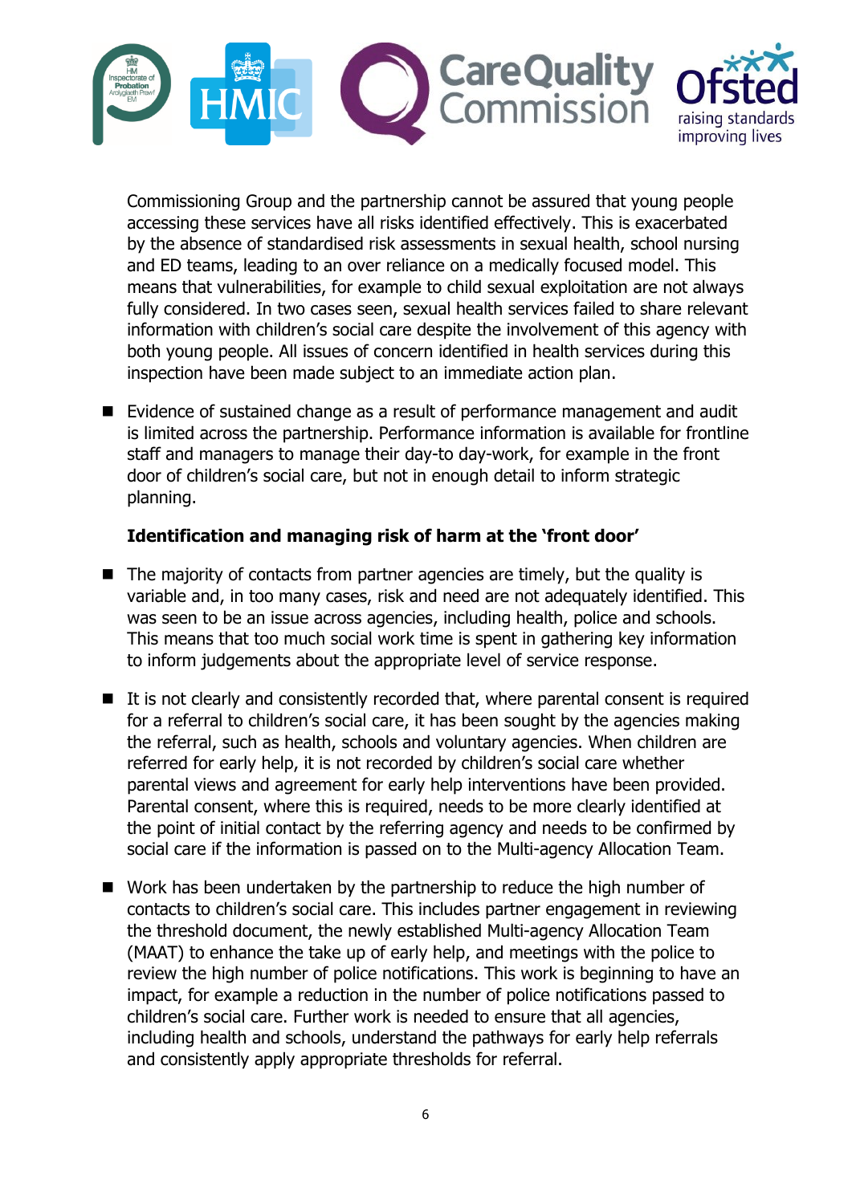Commissioning Group and the partnership cannot be assured that young people accessing these services have all risks identified effectively. This is exacerbated by the absence of standardised risk assessments in sexual health, school nursing and ED teams, leading to an over reliance on a medically focused model. This means that vulnerabilities, for example to child sexual exploitation are not always fully considered. In two cases seen, sexual health services failed to share relevant information with children's social care despite the involvement of this agency with both young people. All issues of concern identified in health services during this inspection have been made subject to an immediate action plan.

- Evidence of sustained change as a result of performance management and audit is limited across the partnership. Performance information is available for frontline staff and managers to manage their day-to day-work, for example in the front door of children's social care, but not in enough detail to inform strategic planning.

**Identification and managing risk of harm at the 'front door'**

- The majority of contacts from partner agencies are timely, but the quality is variable and, in too many cases, risk and need are not adequately identified. This was seen to be an issue across agencies, including health, police and schools. This means that too much social work time is spent in gathering key information to inform judgements about the appropriate level of service response.

- It is not clearly and consistently recorded that, where parental consent is required for a referral to children's social care, it has been sought by the agencies making the referral, such as health, schools and voluntary agencies. When children are referred for early help, it is not recorded by children's social care whether parental views and agreement for early help interventions have been provided. Parental consent, where this is required, needs to be more clearly identified at the point of initial contact by the referring agency and needs to be confirmed by social care if the information is passed on to the Multi-agency Allocation Team.

- Work has been undertaken by the partnership to reduce the high number of contacts to children's social care. This includes partner engagement in reviewing the threshold document, the newly established Multi-agency Allocation Team (MAAT) to enhance the take up of early help, and meetings with the police to review the high number of police notifications. This work is beginning to have an impact, for example a reduction in the number of police notifications passed to children's social care. Further work is needed to ensure that all agencies, including health and schools, understand the pathways for early help referrals and consistently apply appropriate thresholds for referral.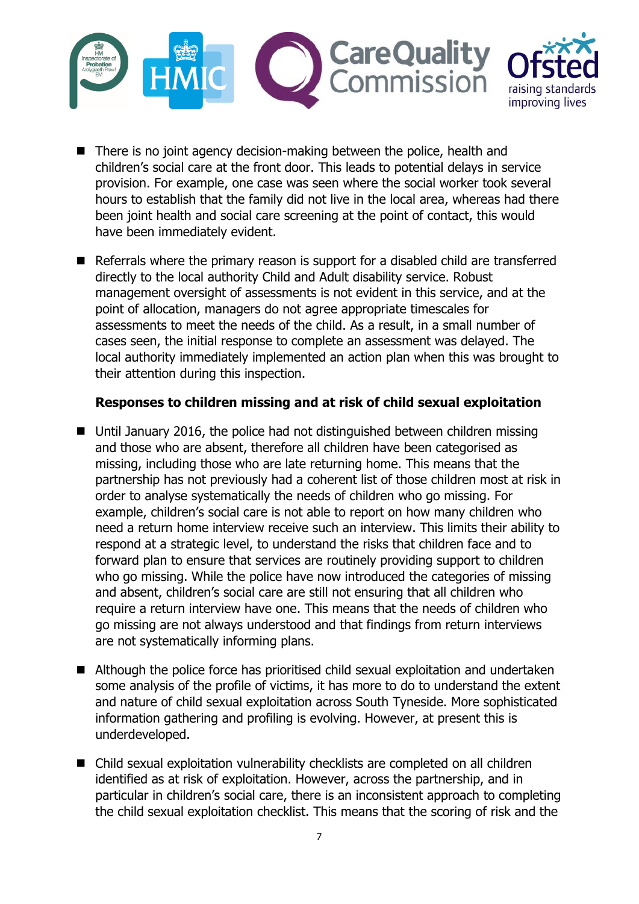- There is no joint agency decision-making between the police, health and children's social care at the front door. This leads to potential delays in service provision. For example, one case was seen where the social worker took several hours to establish that the family did not live in the local area, whereas had there been joint health and social care screening at the point of contact, this would have been immediately evident.
- Referrals where the primary reason is support for a disabled child are transferred directly to the local authority Child and Adult disability service. Robust management oversight of assessments is not evident in this service, and at the point of allocation, managers do not agree appropriate timescales for assessments to meet the needs of the child. As a result, in a small number of cases seen, the initial response to complete an assessment was delayed. The local authority immediately implemented an action plan when this was brought to their attention during this inspection.

**Responses to children missing and at risk of child sexual exploitation**

- Until January 2016, the police had not distinguished between children missing and those who are absent, therefore all children have been categorised as missing, including those who are late returning home. This means that the partnership has not previously had a coherent list of those children most at risk in order to analyse systematically the needs of children who go missing. For example, children's social care is not able to report on how many children who need a return home interview receive such an interview. This limits their ability to respond at a strategic level, to understand the risks that children face and to forward plan to ensure that services are routinely providing support to children who go missing. While the police have now introduced the categories of missing and absent, children's social care are still not ensuring that all children who require a return interview have one. This means that the needs of children who go missing are not always understood and that findings from return interviews are not systematically informing plans.
- Although the police force has prioritised child sexual exploitation and undertaken some analysis of the profile of victims, it has more to do to understand the extent and nature of child sexual exploitation across South Tyneside. More sophisticated information gathering and profiling is evolving. However, at present this is underdeveloped.
- Child sexual exploitation vulnerability checklists are completed on all children identified as at risk of exploitation. However, across the partnership, and in particular in children's social care, there is an inconsistent approach to completing the child sexual exploitation checklist. This means that the scoring of risk and the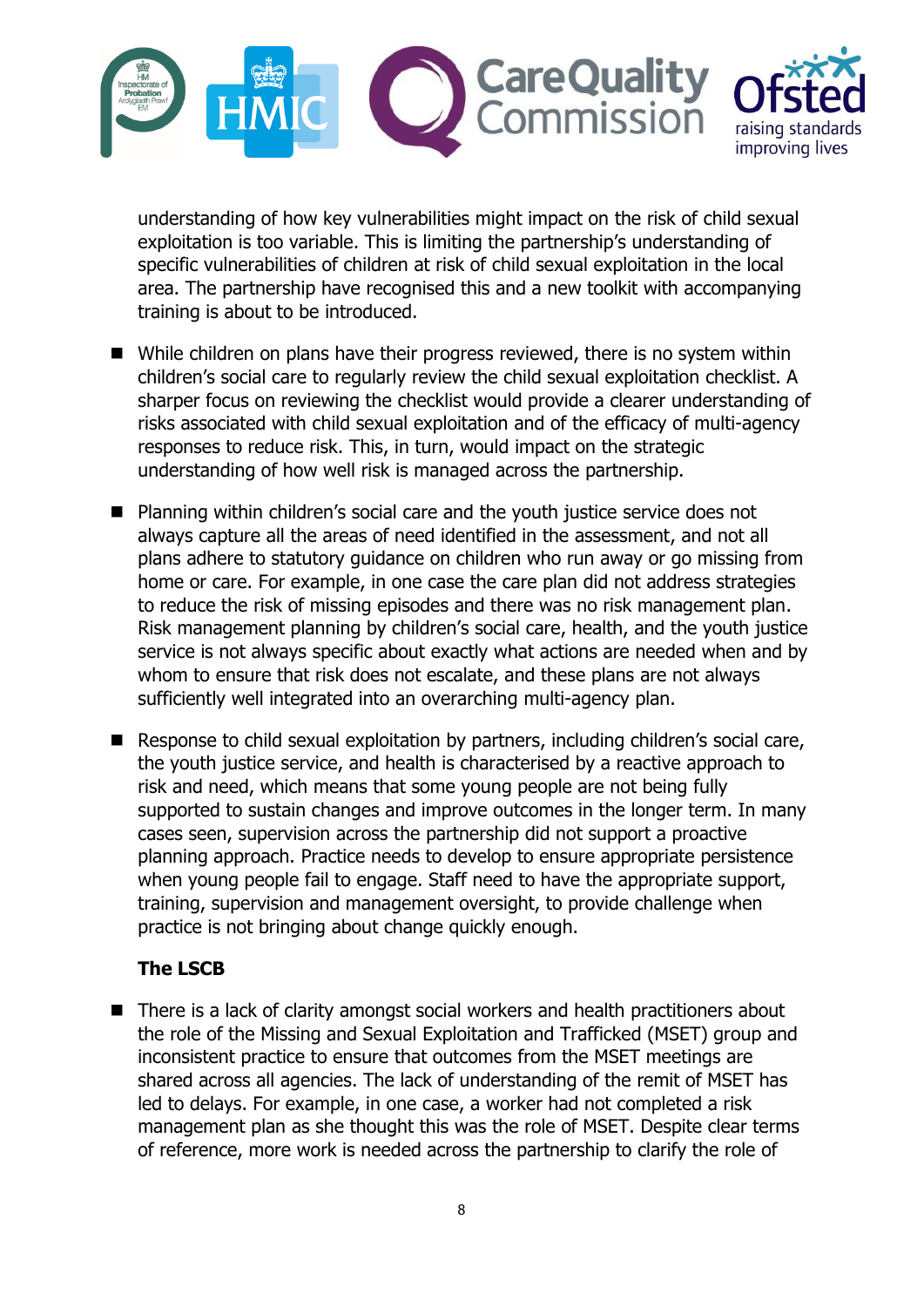understanding of how key vulnerabilities might impact on the risk of child sexual exploitation is too variable. This is limiting the partnership's understanding of specific vulnerabilities of children at risk of child sexual exploitation in the local area. The partnership have recognised this and a new toolkit with accompanying training is about to be introduced.

- While children on plans have their progress reviewed, there is no system within children's social care to regularly review the child sexual exploitation checklist. A sharper focus on reviewing the checklist would provide a clearer understanding of risks associated with child sexual exploitation and of the efficacy of multi-agency responses to reduce risk. This, in turn, would impact on the strategic understanding of how well risk is managed across the partnership.

- Planning within children's social care and the youth justice service does not always capture all the areas of need identified in the assessment, and not all plans adhere to statutory guidance on children who run away or go missing from home or care. For example, in one case the care plan did not address strategies to reduce the risk of missing episodes and there was no risk management plan. Risk management planning by children's social care, health, and the youth justice service is not always specific about exactly what actions are needed when and by whom to ensure that risk does not escalate, and these plans are not always sufficiently well integrated into an overarching multi-agency plan.

- Response to child sexual exploitation by partners, including children's social care, the youth justice service, and health is characterised by a reactive approach to risk and need, which means that some young people are not being fully supported to sustain changes and improve outcomes in the longer term. In many cases seen, supervision across the partnership did not support a proactive planning approach. Practice needs to develop to ensure appropriate persistence when young people fail to engage. Staff need to have the appropriate support, training, supervision and management oversight, to provide challenge when practice is not bringing about change quickly enough.

**The LSCB**

- There is a lack of clarity amongst social workers and health practitioners about the role of the Missing and Sexual Exploitation and Trafficked (MSET) group and inconsistent practice to ensure that outcomes from the MSET meetings are shared across all agencies. The lack of understanding of the remit of MSET has led to delays. For example, in one case, a worker had not completed a risk management plan as she thought this was the role of MSET. Despite clear terms of reference, more work is needed across the partnership to clarify the role of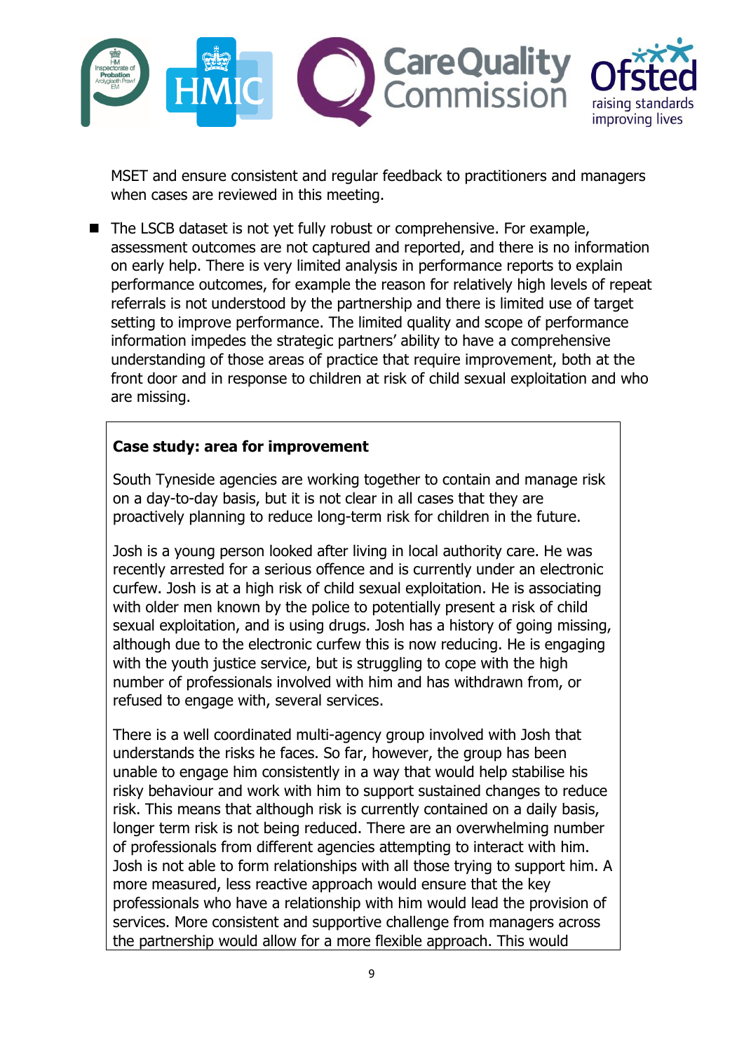MSET and ensure consistent and regular feedback to practitioners and managers when cases are reviewed in this meeting.

- The LSCB dataset is not yet fully robust or comprehensive. For example, assessment outcomes are not captured and reported, and there is no information on early help. There is very limited analysis in performance reports to explain performance outcomes, for example the reason for relatively high levels of repeat referrals is not understood by the partnership and there is limited use of target setting to improve performance. The limited quality and scope of performance information impedes the strategic partners' ability to have a comprehensive understanding of those areas of practice that require improvement, both at the front door and in response to children at risk of child sexual exploitation and who are missing.

**Case study: area for improvement**

South Tyneside agencies are working together to contain and manage risk on a day-to-day basis, but it is not clear in all cases that they are proactively planning to reduce long-term risk for children in the future.

Josh is a young person looked after living in local authority care. He was recently arrested for a serious offence and is currently under an electronic curfew. Josh is at a high risk of child sexual exploitation. He is associating with older men known by the police to potentially present a risk of child sexual exploitation, and is using drugs. Josh has a history of going missing, although due to the electronic curfew this is now reducing. He is engaging with the youth justice service, but is struggling to cope with the high number of professionals involved with him and has withdrawn from, or refused to engage with, several services.

There is a well coordinated multi-agency group involved with Josh that understands the risks he faces. So far, however, the group has been unable to engage him consistently in a way that would help stabilise his risky behaviour and work with him to support sustained changes to reduce risk. This means that although risk is currently contained on a daily basis, longer term risk is not being reduced. There are an overwhelming number of professionals from different agencies attempting to interact with him. Josh is not able to form relationships with all those trying to support him. A more measured, less reactive approach would ensure that the key professionals who have a relationship with him would lead the provision of services. More consistent and supportive challenge from managers across the partnership would allow for a more flexible approach. This would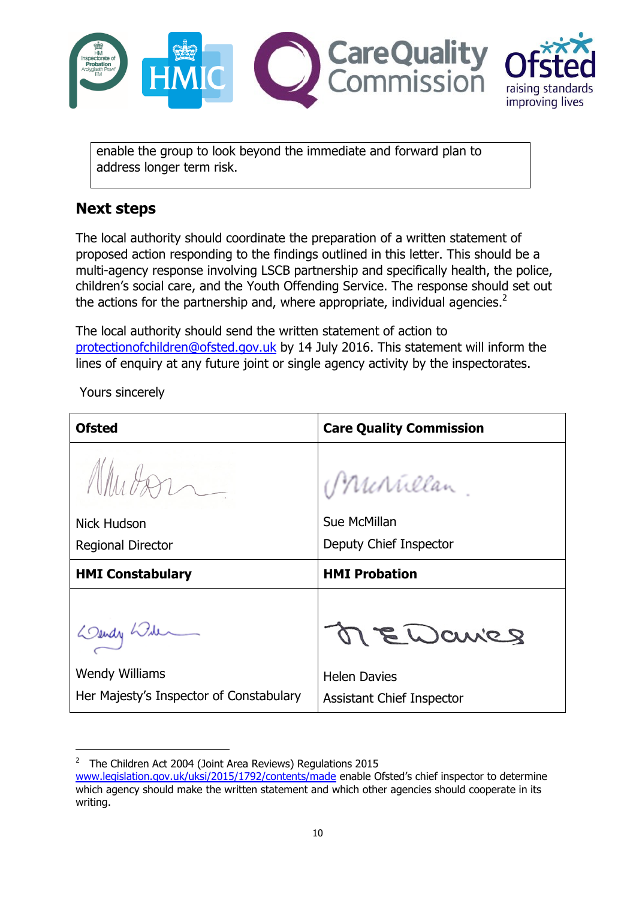enable the group to look beyond the immediate and forward plan to address longer term risk.

## Next steps

The local authority should coordinate the preparation of a written statement of proposed action responding to the findings outlined in this letter. This should be a multi-agency response involving LSCB partnership and specifically health, the police, children's social care, and the Youth Offending Service. The response should set out the actions for the partnership and, where appropriate, individual agencies.[2]

The local authority should send the written statement of action to protectionofchildren@ofsted.gov.uk by 14 July 2016. This statement will inform the lines of enquiry at any future joint or single agency activity by the inspectorates.

Yours sincerely

| **Ofsted** | **Care Quality Commission** |
|---|---|
| Nick Hudson<br>Regional Director | Sue McMillan<br>Deputy Chief Inspector |
| **HMI Constabulary** | **HMI Probation** |
| Wendy Williams<br>Her Majesty's Inspector of Constabulary | Helen Davies<br>Assistant Chief Inspector |

[2] The Children Act 2004 (Joint Area Reviews) Regulations 2015 www.legislation.gov.uk/uksi/2015/1792/contents/made enable Ofsted's chief inspector to determine which agency should make the written statement and which other agencies should cooperate in its writing.